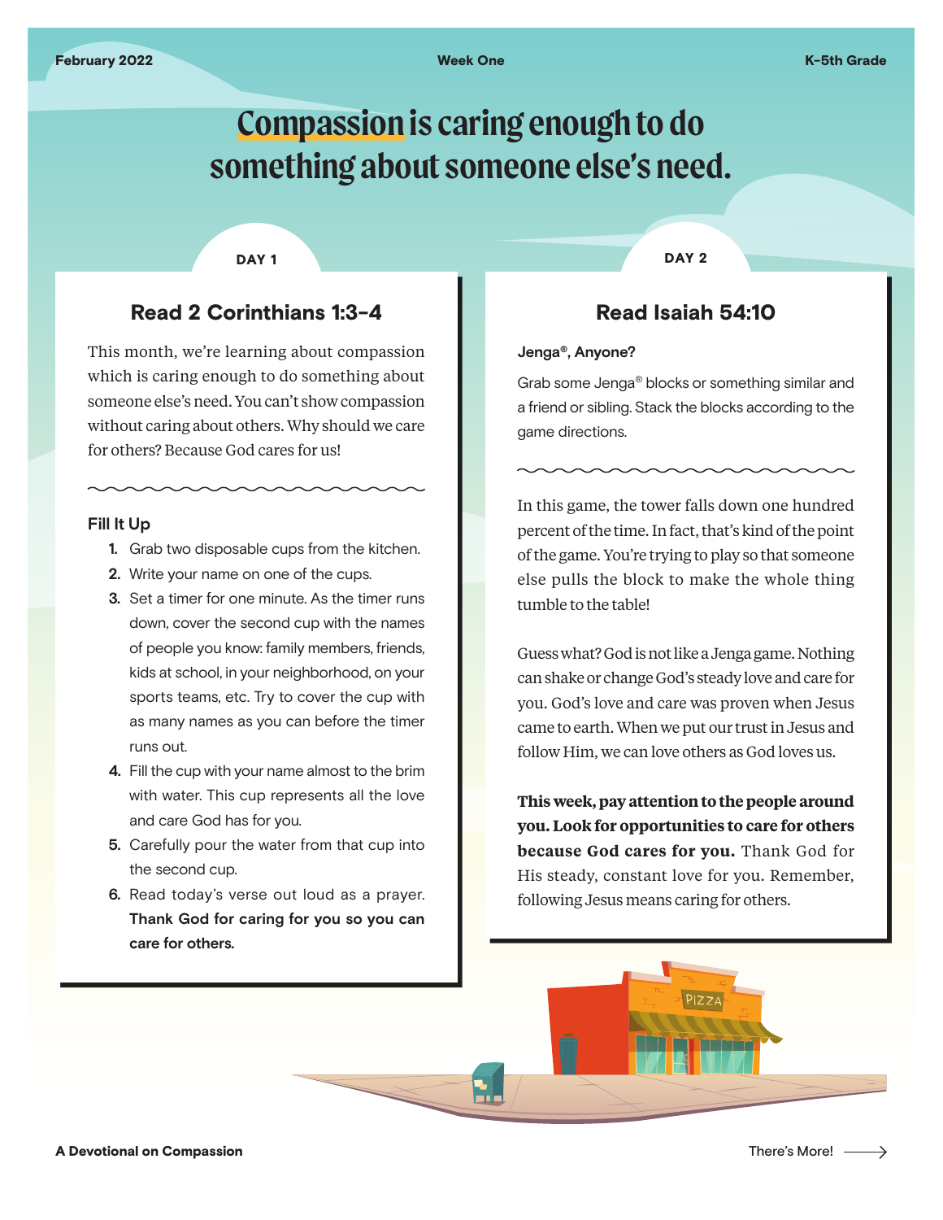# Compassion is caring enough to do something about someone else's need.

## DAY 1

### Read 2 Corinthians 1:3-4

This month, we're learning about compassion which is caring enough to do something about someone else's need. You can't show compassion without caring about others. Why should we care for others? Because God cares for us!

#### Fill It Up

1. Grab two disposable cups from the kitchen.
2. Write your name on one of the cups.
3. Set a timer for one minute. As the timer runs down, cover the second cup with the names of people you know: family members, friends, kids at school, in your neighborhood, on your sports teams, etc. Try to cover the cup with as many names as you can before the timer runs out.
4. Fill the cup with your name almost to the brim with water. This cup represents all the love and care God has for you.
5. Carefully pour the water from that cup into the second cup.
6. Read today's verse out loud as a prayer. **Thank God for caring for you so you can care for others.**

## DAY 2

### Read Isaiah 54:10

#### Jenga®, Anyone?

Grab some Jenga® blocks or something similar and a friend or sibling. Stack the blocks according to the game directions.

In this game, the tower falls down one hundred percent of the time. In fact, that's kind of the point of the game. You're trying to play so that someone else pulls the block to make the whole thing tumble to the table!

Guess what? God is not like a Jenga game. Nothing can shake or change God's steady love and care for you. God's love and care was proven when Jesus came to earth. When we put our trust in Jesus and follow Him, we can love others as God loves us.

**This week, pay attention to the people around you. Look for opportunities to care for others because God cares for you.** Thank God for His steady, constant love for you. Remember, following Jesus means caring for others.

There's More!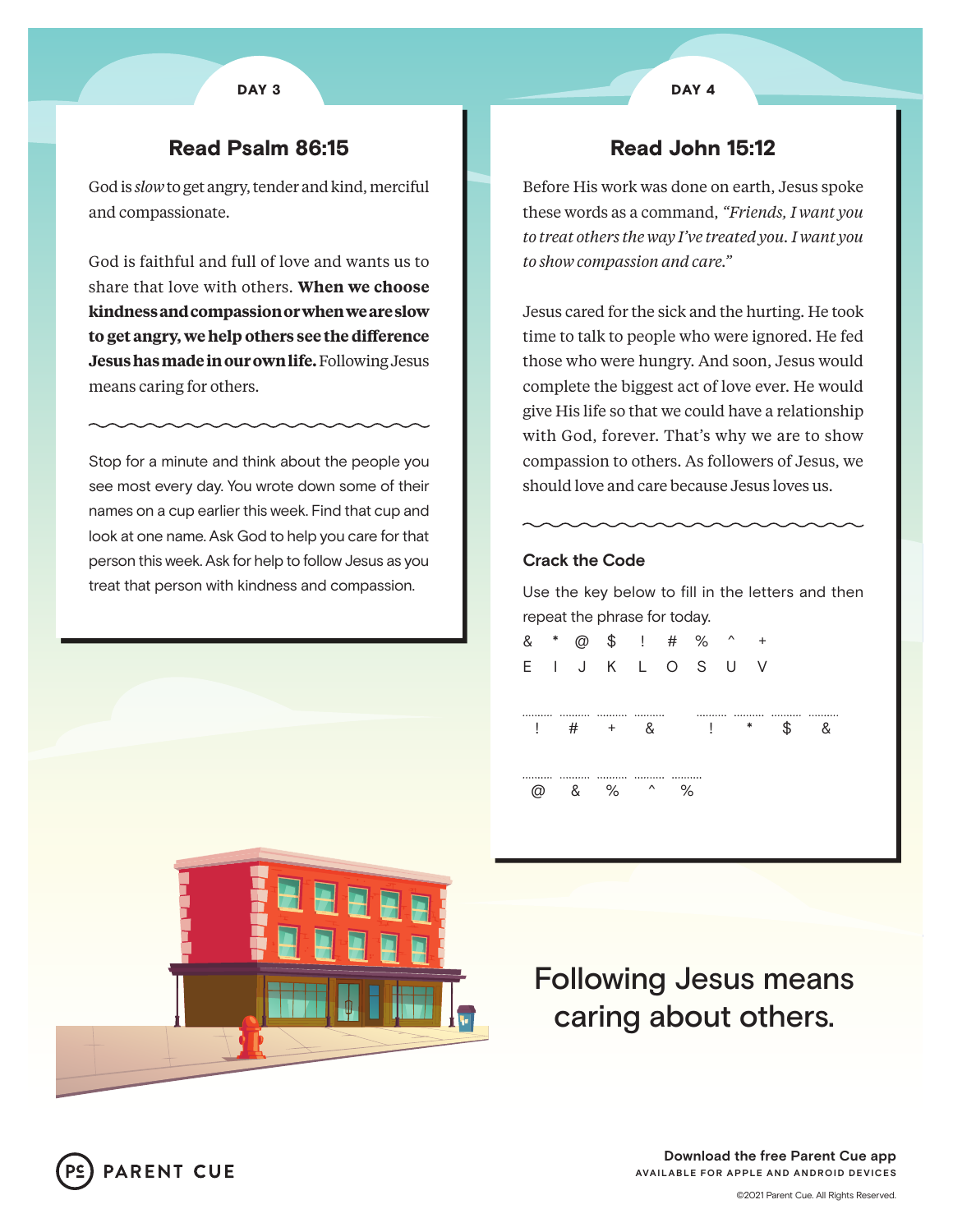DAY 3

## Read Psalm 86:15

God is *slow* to get angry, tender and kind, merciful and compassionate.

God is faithful and full of love and wants us to share that love with others. **When we choose kindness and compassion or when we are slow to get angry, we help others see the difference Jesus has made in our own life.** Following Jesus means caring for others.

Stop for a minute and think about the people you see most every day. You wrote down some of their names on a cup earlier this week. Find that cup and look at one name. Ask God to help you care for that person this week. Ask for help to follow Jesus as you treat that person with kindness and compassion.

DAY 4

## Read John 15:12

Before His work was done on earth, Jesus spoke these words as a command, *"Friends, I want you to treat others the way I've treated you. I want you to show compassion and care."*

Jesus cared for the sick and the hurting. He took time to talk to people who were ignored. He fed those who were hungry. And soon, Jesus would complete the biggest act of love ever. He would give His life so that we could have a relationship with God, forever. That's why we are to show compassion to others. As followers of Jesus, we should love and care because Jesus loves us.

### Crack the Code

Use the key below to fill in the letters and then repeat the phrase for today.

| & | * | @ | $ | ! | # | % | ^ | + |
|---|---|---|---|---|---|---|---|---|
| E | I | J | K | L | O | S | U | V |

____ ____ ____ ____ &nbsp;&nbsp; ____ ____ ____ ____
! # + & &nbsp;&nbsp; ! * $ &

____ ____ ____ ____ ____
@ & % ^ %

## Following Jesus means caring about others.

PARENT CUE

**Download the free Parent Cue app**
AVAILABLE FOR APPLE AND ANDROID DEVICES

©2021 Parent Cue. All Rights Reserved.